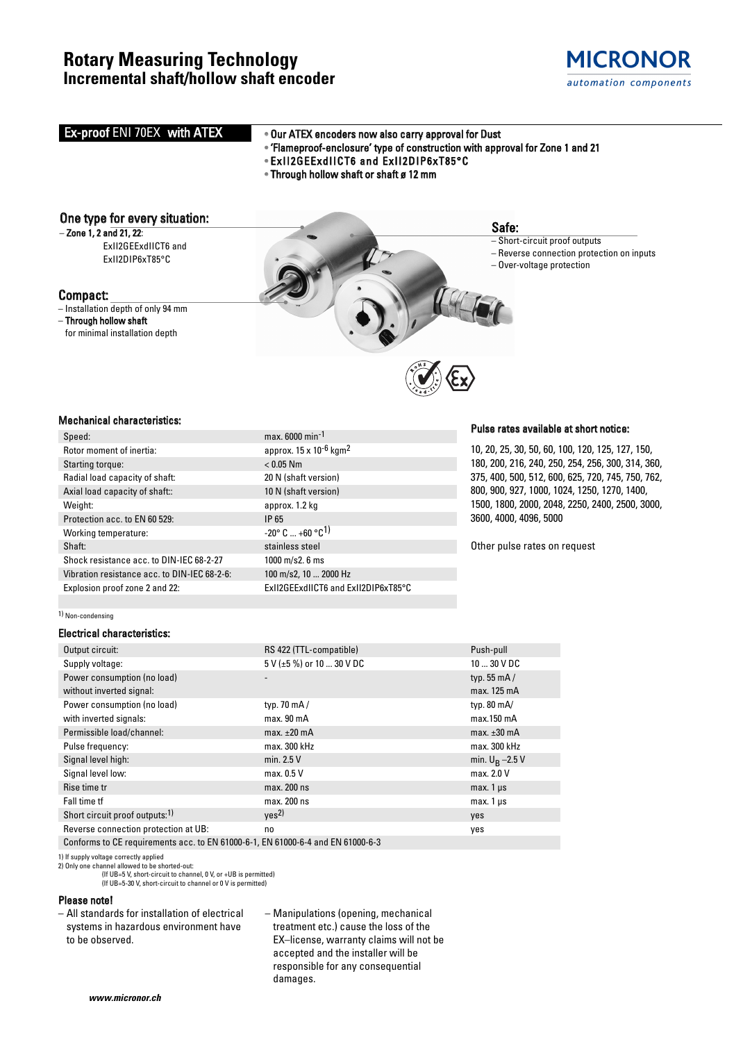# Rotary Measuring Technology
## Incremental shaft/hollow shaft encoder

**Ex-proof ENI 70EX with ATEX**

- Our ATEX encoders now also carry approval for Dust
- 'Flameproof-enclosure' type of construction with approval for Zone 1 and 21
- ExII2GEExdIICT6 and ExII2DIP6xT85°C
- Through hollow shaft or shaft ø 12 mm

### One type for every situation:

– **Zone 1, 2 and 21, 22**:
ExII2GEExdIICT6 and
ExII2DIP6xT85°C

### Compact:

– Installation depth of only 94 mm
– **Through hollow shaft** for minimal installation depth

### Safe:

– Short-circuit proof outputs
– Reverse connection protection on inputs
– Over-voltage protection

### Mechanical characteristics:

| | |
|---|---|
| Speed: | max. 6000 $min^{-1}$ |
| Rotor moment of inertia: | approx. 15 x $10^{-6}$ $kgm^2$ |
| Starting torque: | < 0.05 Nm |
| Radial load capacity of shaft: | 20 N (shaft version) |
| Axial load capacity of shaft:: | 10 N (shaft version) |
| Weight: | approx. 1.2 kg |
| Protection acc. to EN 60 529: | IP 65 |
| Working temperature: | -20° C ... +60 °C[1] |
| Shaft: | stainless steel |
| Shock resistance acc. to DIN-IEC 68-2-27 | 1000 m/s2, 6 ms |
| Vibration resistance acc. to DIN-IEC 68-2-6: | 100 m/s2, 10 ... 2000 Hz |
| Explosion proof zone 2 and 22: | ExII2GEExdIICT6 and ExII2DIP6xT85°C |

1) Non-condensing

### Pulse rates available at short notice:

10, 20, 25, 30, 50, 60, 100, 120, 125, 127, 150, 180, 200, 216, 240, 250, 254, 256, 300, 314, 360, 375, 400, 500, 512, 600, 625, 720, 745, 750, 762, 800, 900, 927, 1000, 1024, 1250, 1270, 1400, 1500, 1800, 2000, 2048, 2250, 2400, 2500, 3000, 3600, 4000, 4096, 5000

Other pulse rates on request

### Electrical characteristics:

| | | |
|---|---|---|
| Output circuit: | RS 422 (TTL-compatible) | Push-pull |
| Supply voltage: | 5 V (±5 %) or 10 ... 30 V DC | 10 ... 30 V DC |
| Power consumption (no load) without inverted signal: | - | typ. 55 mA / max. 125 mA |
| Power consumption (no load) with inverted signals: | typ. 70 mA / max. 90 mA | typ. 80 mA/ max.150 mA |
| Permissible load/channel: | max. ±20 mA | max. ±30 mA |
| Pulse frequency: | max. 300 kHz | max. 300 kHz |
| Signal level high: | min. 2.5 V | min. $U_B$ –2.5 V |
| Signal level low: | max. 0.5 V | max. 2.0 V |
| Rise time tr | max. 200 ns | max. 1 µs |
| Fall time tf | max. 200 ns | max. 1 µs |
| Short circuit proof outputs:[1] | yes[2] | yes |
| Reverse connection protection at UB: | no | yes |
| Conforms to CE requirements acc. to EN 61000-6-1, EN 61000-6-4 and EN 61000-6-3 | | |

1) If supply voltage correctly applied
2) Only one channel allowed to be shorted-out:
(If UB=5 V, short-circuit to channel, 0 V, or +UB is permitted)
(If UB=5-30 V, short-circuit to channel or 0 V is permitted)

### Please note!

– All standards for installation of electrical systems in hazardous environment have to be observed.

– Manipulations (opening, mechanical treatment etc.) cause the loss of the EX–license, warranty claims will not be accepted and the installer will be responsible for any consequential damages.

*www.micronor.ch*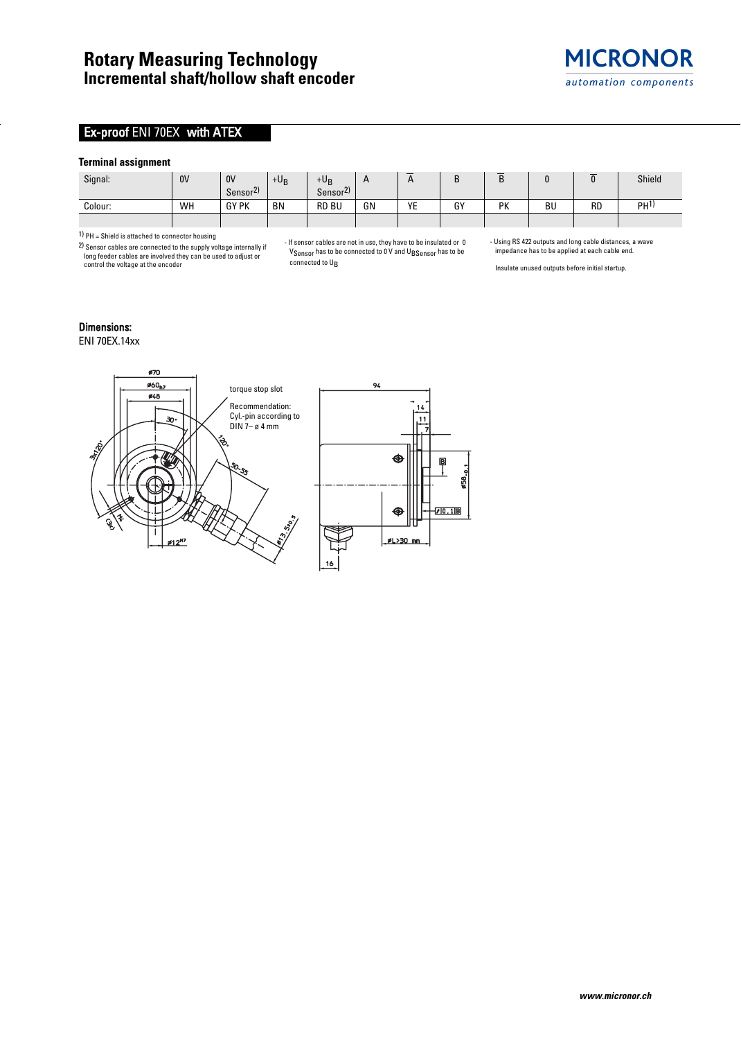## Ex-proof ENI 70EX with ATEX

**Terminal assignment**

| Signal: | 0V | 0V Sensor[2)] | $+U_B$ | $+U_B$ Sensor[2)] | A | $\overline{A}$ | B | $\overline{B}$ | 0 | $\overline{0}$ | Shield |
|---|---|---|---|---|---|---|---|---|---|---|---|
| Colour: | WH | GY PK | BN | RD BU | GN | YE | GY | PK | BU | RD | PH[1)] |
| | | | | | | | | | | | |

[1)] PH = Shield is attached to connector housing

[2)] Sensor cables are connected to the supply voltage internally if long feeder cables are involved they can be used to adjust or control the voltage at the encoder

- If sensor cables are not in use, they have to be insulated or 0 $V_{Sensor}$ has to be connected to 0 V and $U_{BSensor}$ has to be connected to $U_B$

- Using RS 422 outputs and long cable distances, a wave impedance has to be applied at each cable end.

Insulate unused outputs before initial startup.

**Dimensions:**

ENI 70EX.14xx

torque stop slot

Recommendation:
Cyl.-pin according to
DIN 7– ø 4 mm

ø70
ø60h7
ø48
30°
3x120°
120°
50-55
M4
(3x)
ø12H7
ø13,5±0,5
94
14
11
7
B
ø58-0,1
0,1 B
øL>30 mm
16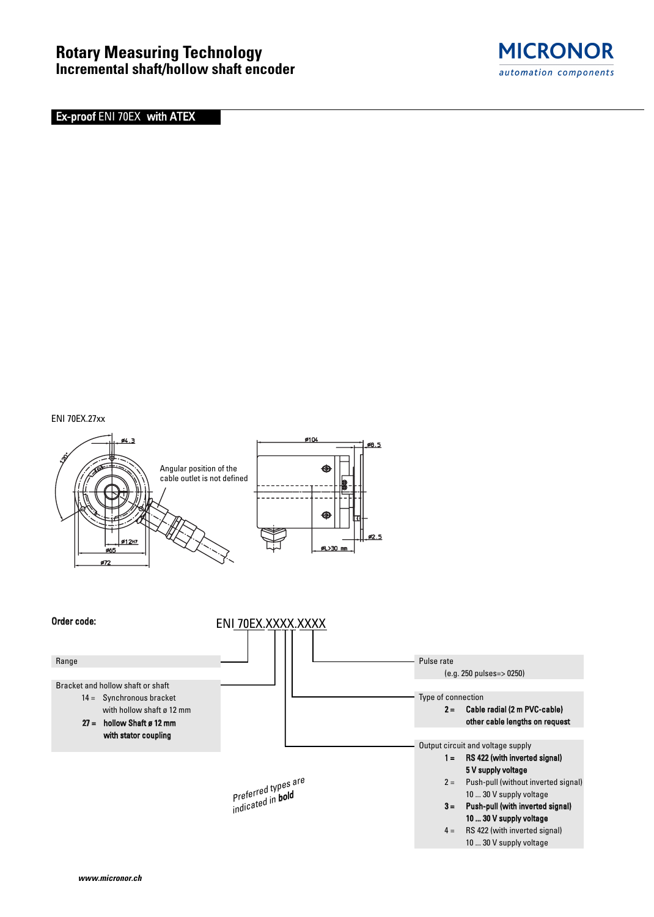# Rotary Measuring Technology
## Incremental shaft/hollow shaft encoder

**Ex-proof** ENI 70EX **with ATEX**

ENI 70EX.27xx

ø4.3
120°
ø65
ø12H7
ø65
ø72
Angular position of the cable outlet is not defined
ø104
ø8.5
ø2.5
øL>30 mm

**Order code:**

ENI 70EX.XXXX.XXXX

Range

Bracket and hollow shaft or shaft
- 14 = Synchronous bracket with hollow shaft ø 12 mm
- **27 = hollow Shaft ø 12 mm with stator coupling**

Pulse rate
(e.g. 250 pulses=> 0250)

Type of connection
- **2 = Cable radial (2 m PVC-cable) other cable lengths on request**

Output circuit and voltage supply
- **1 = RS 422 (with inverted signal) 5 V supply voltage**
- 2 = Push-pull (without inverted signal) 10 ... 30 V supply voltage
- **3 = Push-pull (with inverted signal) 10 ... 30 V supply voltage**
- 4 = RS 422 (with inverted signal) 10 ... 30 V supply voltage

*Preferred types are indicated in* ***bold***

*www.micronor.ch*